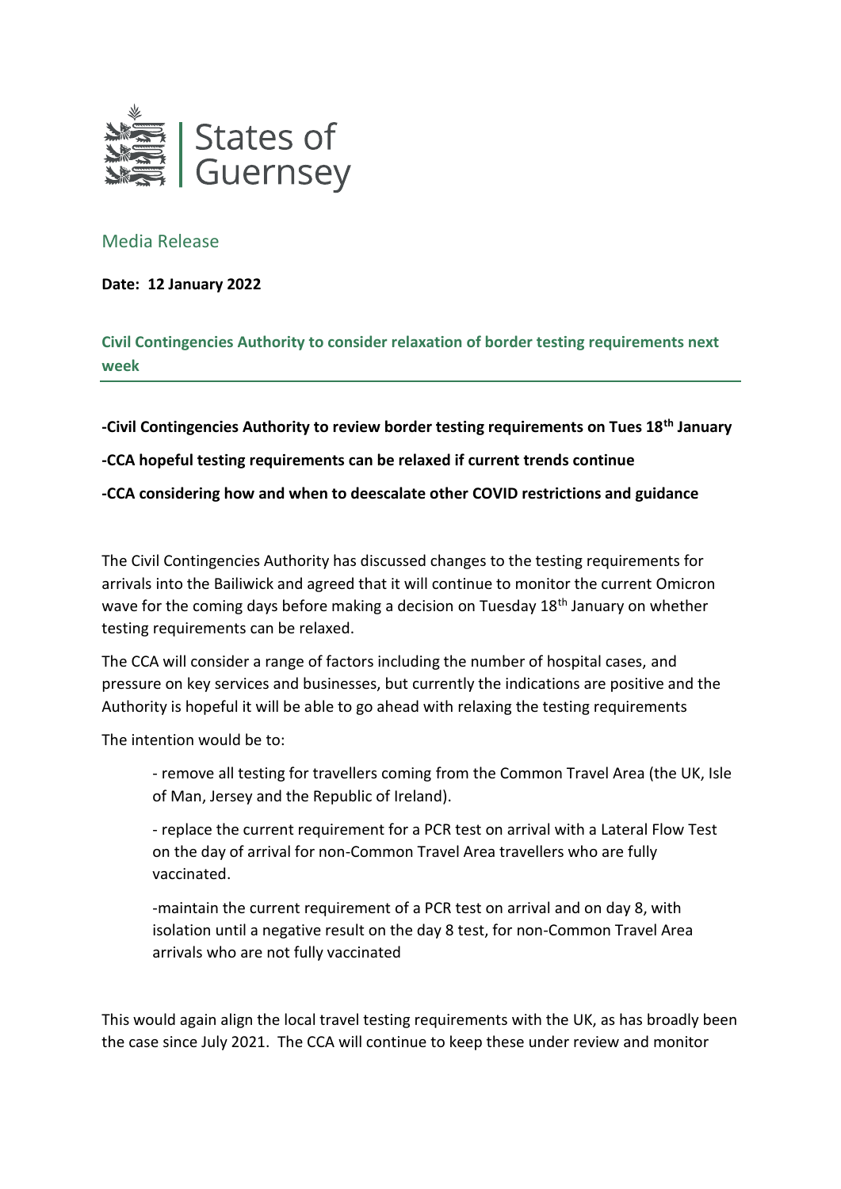States of Guernsey

## Media Release

**Date: 12 January 2022**

### Civil Contingencies Authority to consider relaxation of border testing requirements next week

**-Civil Contingencies Authority to review border testing requirements on Tues 18th January**

**-CCA hopeful testing requirements can be relaxed if current trends continue**

**-CCA considering how and when to deescalate other COVID restrictions and guidance**

The Civil Contingencies Authority has discussed changes to the testing requirements for arrivals into the Bailiwick and agreed that it will continue to monitor the current Omicron wave for the coming days before making a decision on Tuesday 18th January on whether testing requirements can be relaxed.

The CCA will consider a range of factors including the number of hospital cases, and pressure on key services and businesses, but currently the indications are positive and the Authority is hopeful it will be able to go ahead with relaxing the testing requirements

The intention would be to:

- remove all testing for travellers coming from the Common Travel Area (the UK, Isle of Man, Jersey and the Republic of Ireland).
- replace the current requirement for a PCR test on arrival with a Lateral Flow Test on the day of arrival for non-Common Travel Area travellers who are fully vaccinated.
- maintain the current requirement of a PCR test on arrival and on day 8, with isolation until a negative result on the day 8 test, for non-Common Travel Area arrivals who are not fully vaccinated

This would again align the local travel testing requirements with the UK, as has broadly been the case since July 2021. The CCA will continue to keep these under review and monitor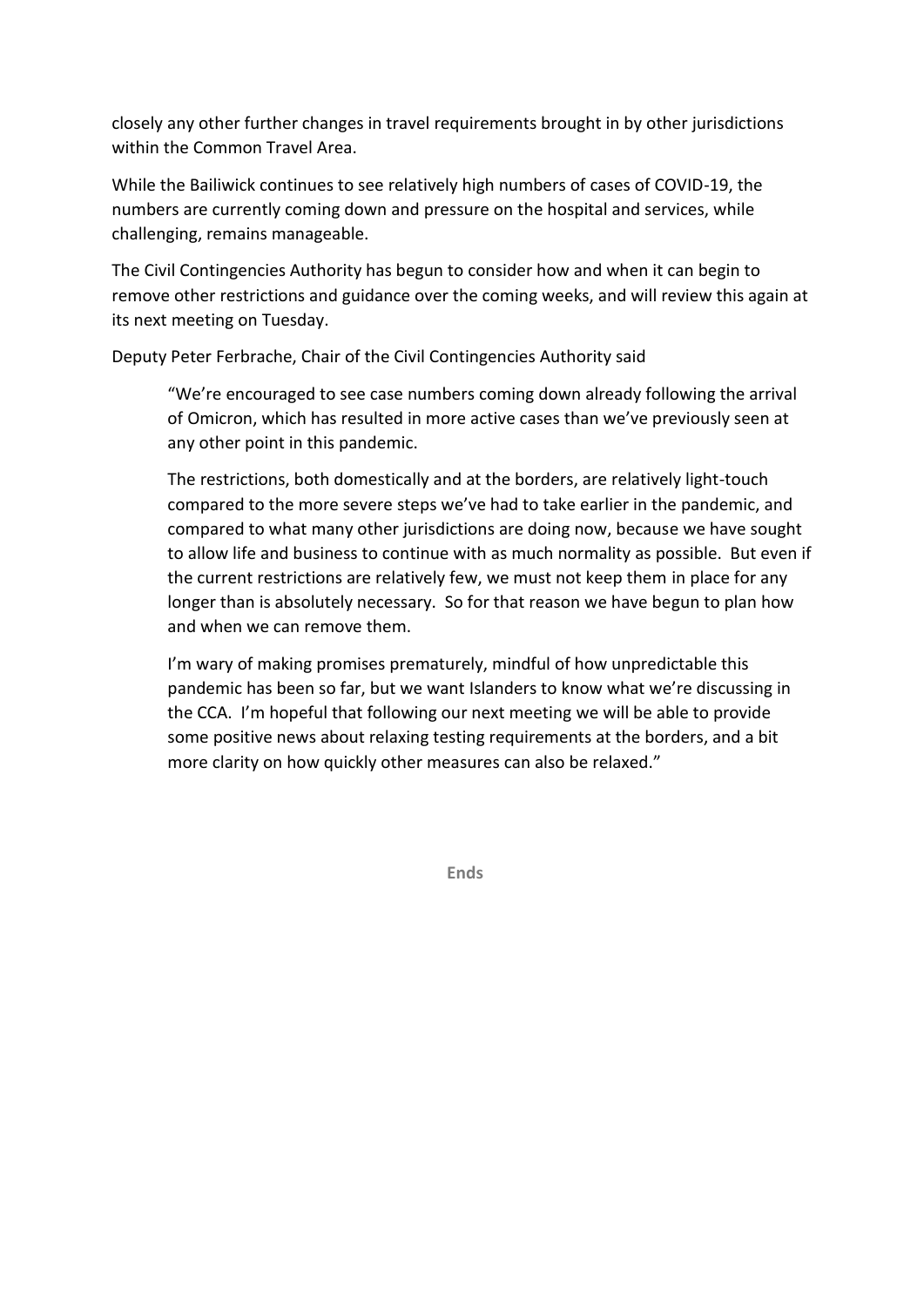closely any other further changes in travel requirements brought in by other jurisdictions within the Common Travel Area.

While the Bailiwick continues to see relatively high numbers of cases of COVID-19, the numbers are currently coming down and pressure on the hospital and services, while challenging, remains manageable.

The Civil Contingencies Authority has begun to consider how and when it can begin to remove other restrictions and guidance over the coming weeks, and will review this again at its next meeting on Tuesday.

Deputy Peter Ferbrache, Chair of the Civil Contingencies Authority said

> "We're encouraged to see case numbers coming down already following the arrival of Omicron, which has resulted in more active cases than we've previously seen at any other point in this pandemic.
>
> The restrictions, both domestically and at the borders, are relatively light-touch compared to the more severe steps we've had to take earlier in the pandemic, and compared to what many other jurisdictions are doing now, because we have sought to allow life and business to continue with as much normality as possible. But even if the current restrictions are relatively few, we must not keep them in place for any longer than is absolutely necessary. So for that reason we have begun to plan how and when we can remove them.
>
> I'm wary of making promises prematurely, mindful of how unpredictable this pandemic has been so far, but we want Islanders to know what we're discussing in the CCA. I'm hopeful that following our next meeting we will be able to provide some positive news about relaxing testing requirements at the borders, and a bit more clarity on how quickly other measures can also be relaxed."

**Ends**